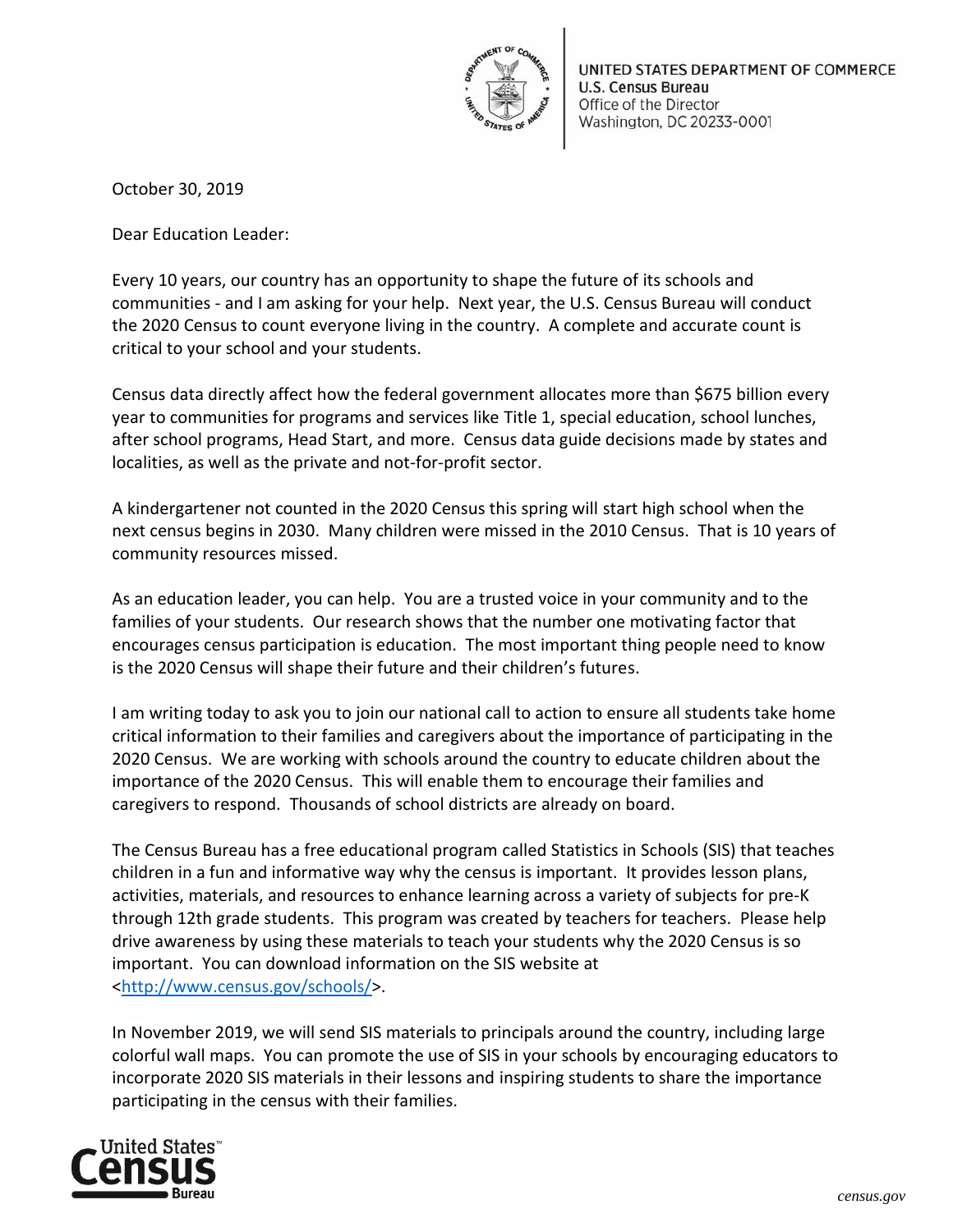UNITED STATES DEPARTMENT OF COMMERCE
**U.S. Census Bureau**
Office of the Director
Washington, DC 20233-0001

October 30, 2019

Dear Education Leader:

Every 10 years, our country has an opportunity to shape the future of its schools and communities - and I am asking for your help. Next year, the U.S. Census Bureau will conduct the 2020 Census to count everyone living in the country. A complete and accurate count is critical to your school and your students.

Census data directly affect how the federal government allocates more than $675 billion every year to communities for programs and services like Title 1, special education, school lunches, after school programs, Head Start, and more. Census data guide decisions made by states and localities, as well as the private and not-for-profit sector.

A kindergartener not counted in the 2020 Census this spring will start high school when the next census begins in 2030. Many children were missed in the 2010 Census. That is 10 years of community resources missed.

As an education leader, you can help. You are a trusted voice in your community and to the families of your students. Our research shows that the number one motivating factor that encourages census participation is education. The most important thing people need to know is the 2020 Census will shape their future and their children's futures.

I am writing today to ask you to join our national call to action to ensure all students take home critical information to their families and caregivers about the importance of participating in the 2020 Census. We are working with schools around the country to educate children about the importance of the 2020 Census. This will enable them to encourage their families and caregivers to respond. Thousands of school districts are already on board.

The Census Bureau has a free educational program called Statistics in Schools (SIS) that teaches children in a fun and informative way why the census is important. It provides lesson plans, activities, materials, and resources to enhance learning across a variety of subjects for pre-K through 12th grade students. This program was created by teachers for teachers. Please help drive awareness by using these materials to teach your students why the 2020 Census is so important. You can download information on the SIS website at <http://www.census.gov/schools/>.

In November 2019, we will send SIS materials to principals around the country, including large colorful wall maps. You can promote the use of SIS in your schools by encouraging educators to incorporate 2020 SIS materials in their lessons and inspiring students to share the importance participating in the census with their families.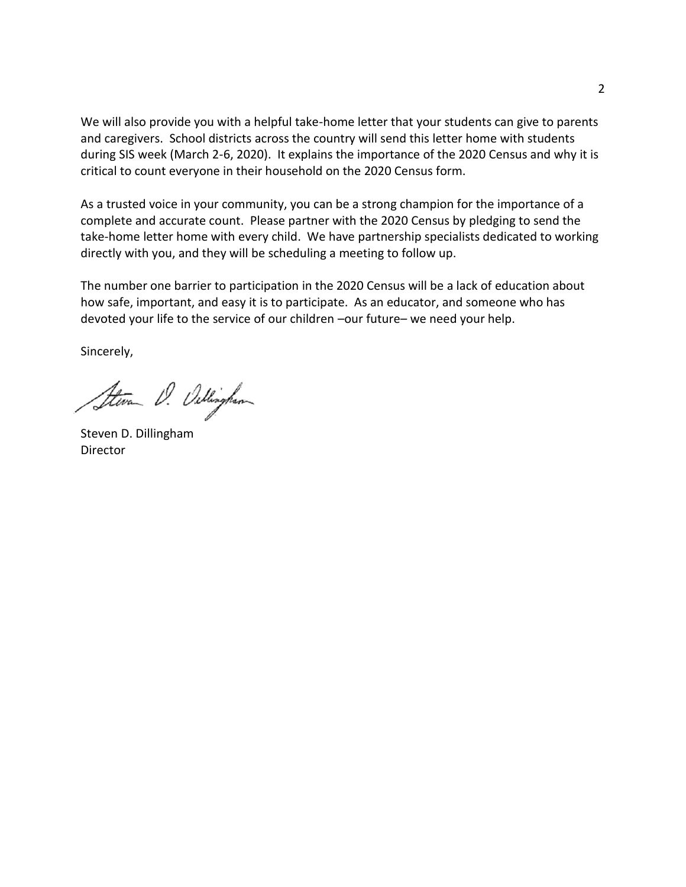We will also provide you with a helpful take-home letter that your students can give to parents and caregivers. School districts across the country will send this letter home with students during SIS week (March 2-6, 2020). It explains the importance of the 2020 Census and why it is critical to count everyone in their household on the 2020 Census form.

As a trusted voice in your community, you can be a strong champion for the importance of a complete and accurate count. Please partner with the 2020 Census by pledging to send the take-home letter home with every child. We have partnership specialists dedicated to working directly with you, and they will be scheduling a meeting to follow up.

The number one barrier to participation in the 2020 Census will be a lack of education about how safe, important, and easy it is to participate. As an educator, and someone who has devoted your life to the service of our children –our future– we need your help.

Sincerely,

Steven D. Dillingham
Director